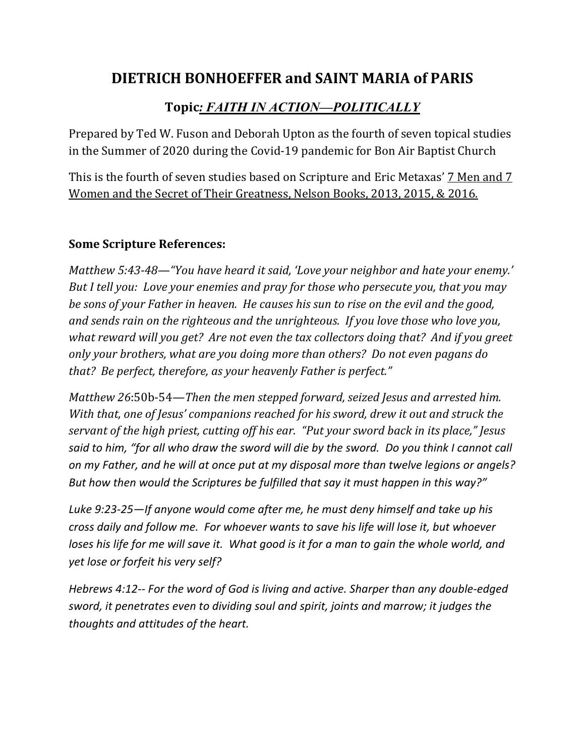# DIETRICH BONHOEFFER and SAINT MARIA of PARIS

## Topic: *FAITH IN ACTION—POLITICALLY*

Prepared by Ted W. Fuson and Deborah Upton as the fourth of seven topical studies in the Summer of 2020 during the Covid-19 pandemic for Bon Air Baptist Church

This is the fourth of seven studies based on Scripture and Eric Metaxas' 7 Men and 7 Women and the Secret of Their Greatness, Nelson Books, 2013, 2015, & 2016.

**Some Scripture References:**

*Matthew 5:43-48—"You have heard it said, 'Love your neighbor and hate your enemy.' But I tell you: Love your enemies and pray for those who persecute you, that you may be sons of your Father in heaven. He causes his sun to rise on the evil and the good, and sends rain on the righteous and the unrighteous. If you love those who love you, what reward will you get? Are not even the tax collectors doing that? And if you greet only your brothers, what are you doing more than others? Do not even pagans do that? Be perfect, therefore, as your heavenly Father is perfect."*

*Matthew 26:50b-54—Then the men stepped forward, seized Jesus and arrested him. With that, one of Jesus' companions reached for his sword, drew it out and struck the servant of the high priest, cutting off his ear. "Put your sword back in its place," Jesus said to him, "for all who draw the sword will die by the sword. Do you think I cannot call on my Father, and he will at once put at my disposal more than twelve legions or angels? But how then would the Scriptures be fulfilled that say it must happen in this way?"*

*Luke 9:23-25—If anyone would come after me, he must deny himself and take up his cross daily and follow me. For whoever wants to save his life will lose it, but whoever loses his life for me will save it. What good is it for a man to gain the whole world, and yet lose or forfeit his very self?*

*Hebrews 4:12-- For the word of God is living and active. Sharper than any double-edged sword, it penetrates even to dividing soul and spirit, joints and marrow; it judges the thoughts and attitudes of the heart.*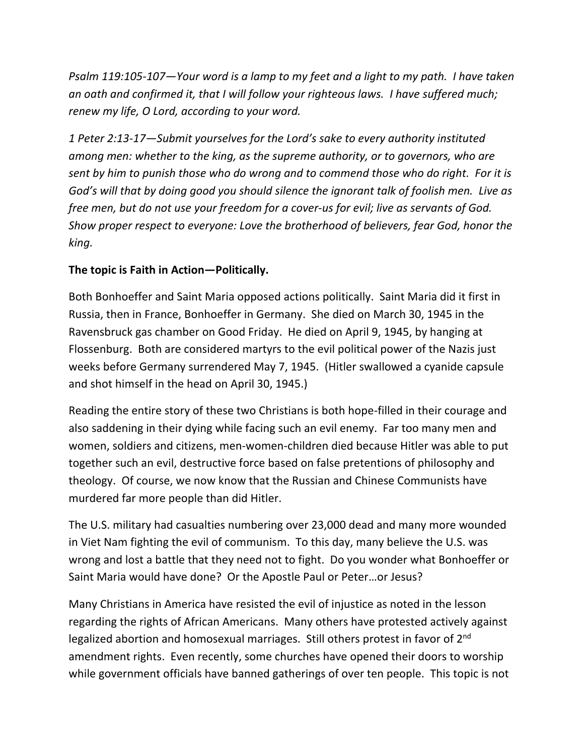*Psalm 119:105-107—Your word is a lamp to my feet and a light to my path. I have taken an oath and confirmed it, that I will follow your righteous laws. I have suffered much; renew my life, O Lord, according to your word.*

*1 Peter 2:13-17—Submit yourselves for the Lord's sake to every authority instituted among men: whether to the king, as the supreme authority, or to governors, who are sent by him to punish those who do wrong and to commend those who do right. For it is God's will that by doing good you should silence the ignorant talk of foolish men. Live as free men, but do not use your freedom for a cover-us for evil; live as servants of God. Show proper respect to everyone: Love the brotherhood of believers, fear God, honor the king.*

**The topic is Faith in Action—Politically.**

Both Bonhoeffer and Saint Maria opposed actions politically. Saint Maria did it first in Russia, then in France, Bonhoeffer in Germany. She died on March 30, 1945 in the Ravensbruck gas chamber on Good Friday. He died on April 9, 1945, by hanging at Flossenburg. Both are considered martyrs to the evil political power of the Nazis just weeks before Germany surrendered May 7, 1945. (Hitler swallowed a cyanide capsule and shot himself in the head on April 30, 1945.)

Reading the entire story of these two Christians is both hope-filled in their courage and also saddening in their dying while facing such an evil enemy. Far too many men and women, soldiers and citizens, men-women-children died because Hitler was able to put together such an evil, destructive force based on false pretentions of philosophy and theology. Of course, we now know that the Russian and Chinese Communists have murdered far more people than did Hitler.

The U.S. military had casualties numbering over 23,000 dead and many more wounded in Viet Nam fighting the evil of communism. To this day, many believe the U.S. was wrong and lost a battle that they need not to fight. Do you wonder what Bonhoeffer or Saint Maria would have done? Or the Apostle Paul or Peter…or Jesus?

Many Christians in America have resisted the evil of injustice as noted in the lesson regarding the rights of African Americans. Many others have protested actively against legalized abortion and homosexual marriages. Still others protest in favor of 2nd amendment rights. Even recently, some churches have opened their doors to worship while government officials have banned gatherings of over ten people. This topic is not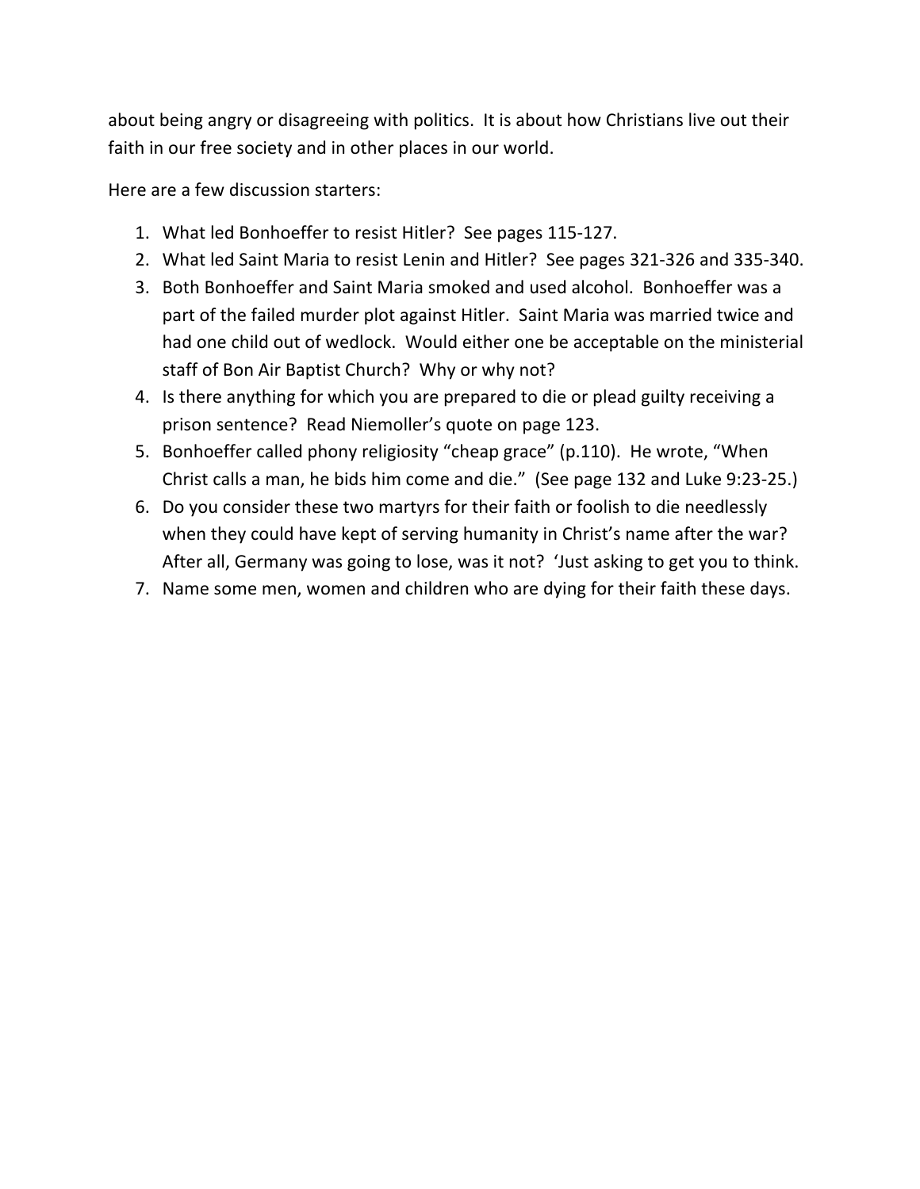about being angry or disagreeing with politics. It is about how Christians live out their faith in our free society and in other places in our world.

Here are a few discussion starters:

1. What led Bonhoeffer to resist Hitler? See pages 115-127.
2. What led Saint Maria to resist Lenin and Hitler? See pages 321-326 and 335-340.
3. Both Bonhoeffer and Saint Maria smoked and used alcohol. Bonhoeffer was a part of the failed murder plot against Hitler. Saint Maria was married twice and had one child out of wedlock. Would either one be acceptable on the ministerial staff of Bon Air Baptist Church? Why or why not?
4. Is there anything for which you are prepared to die or plead guilty receiving a prison sentence? Read Niemoller's quote on page 123.
5. Bonhoeffer called phony religiosity "cheap grace" (p.110). He wrote, "When Christ calls a man, he bids him come and die." (See page 132 and Luke 9:23-25.)
6. Do you consider these two martyrs for their faith or foolish to die needlessly when they could have kept of serving humanity in Christ's name after the war? After all, Germany was going to lose, was it not? 'Just asking to get you to think.
7. Name some men, women and children who are dying for their faith these days.